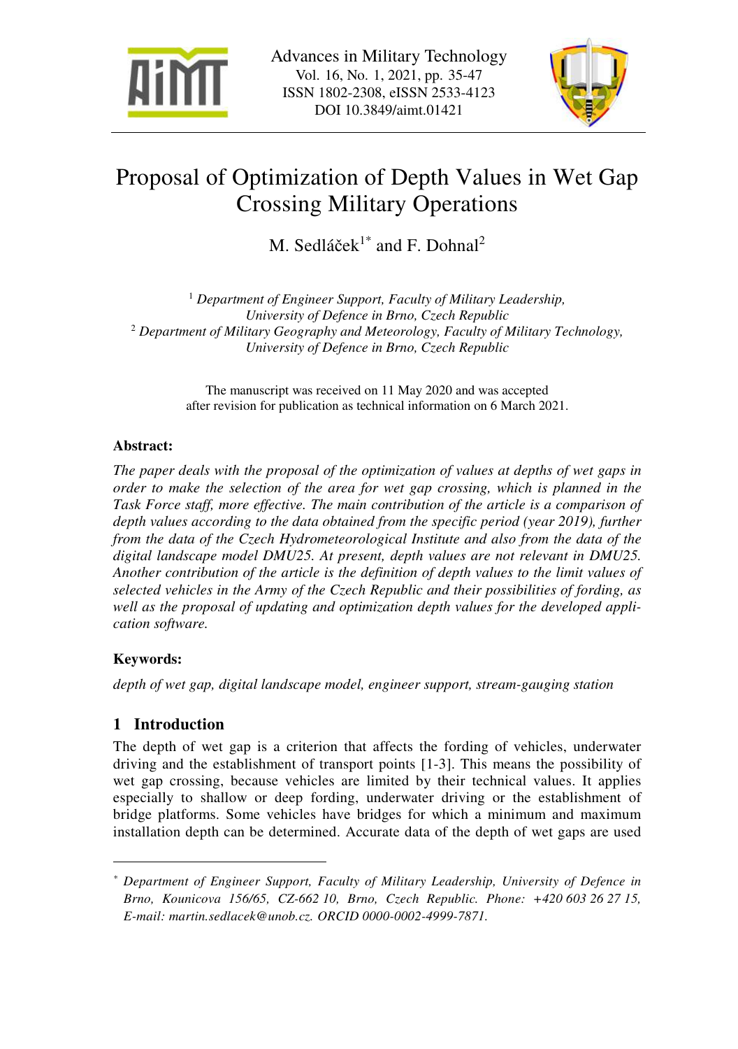# Proposal of Optimization of Depth Values in Wet Gap Crossing Military Operations

M. Sedláček[1*] and F. Dohnal[2]

[1] *Department of Engineer Support, Faculty of Military Leadership, University of Defence in Brno, Czech Republic*
[2] *Department of Military Geography and Meteorology, Faculty of Military Technology, University of Defence in Brno, Czech Republic*

The manuscript was received on 11 May 2020 and was accepted after revision for publication as technical information on 6 March 2021.

**Abstract:**

*The paper deals with the proposal of the optimization of values at depths of wet gaps in order to make the selection of the area for wet gap crossing, which is planned in the Task Force staff, more effective. The main contribution of the article is a comparison of depth values according to the data obtained from the specific period (year 2019), further from the data of the Czech Hydrometeorological Institute and also from the data of the digital landscape model DMU25. At present, depth values are not relevant in DMU25. Another contribution of the article is the definition of depth values to the limit values of selected vehicles in the Army of the Czech Republic and their possibilities of fording, as well as the proposal of updating and optimization depth values for the developed application software.*

**Keywords:**

*depth of wet gap, digital landscape model, engineer support, stream-gauging station*

## 1 Introduction

The depth of wet gap is a criterion that affects the fording of vehicles, underwater driving and the establishment of transport points [1-3]. This means the possibility of wet gap crossing, because vehicles are limited by their technical values. It applies especially to shallow or deep fording, underwater driving or the establishment of bridge platforms. Some vehicles have bridges for which a minimum and maximum installation depth can be determined. Accurate data of the depth of wet gaps are used

---

[*] *Department of Engineer Support, Faculty of Military Leadership, University of Defence in Brno, Kounicova 156/65, CZ-662 10, Brno, Czech Republic. Phone: +420 603 26 27 15, E-mail: martin.sedlacek@unob.cz. ORCID 0000-0002-4999-7871.*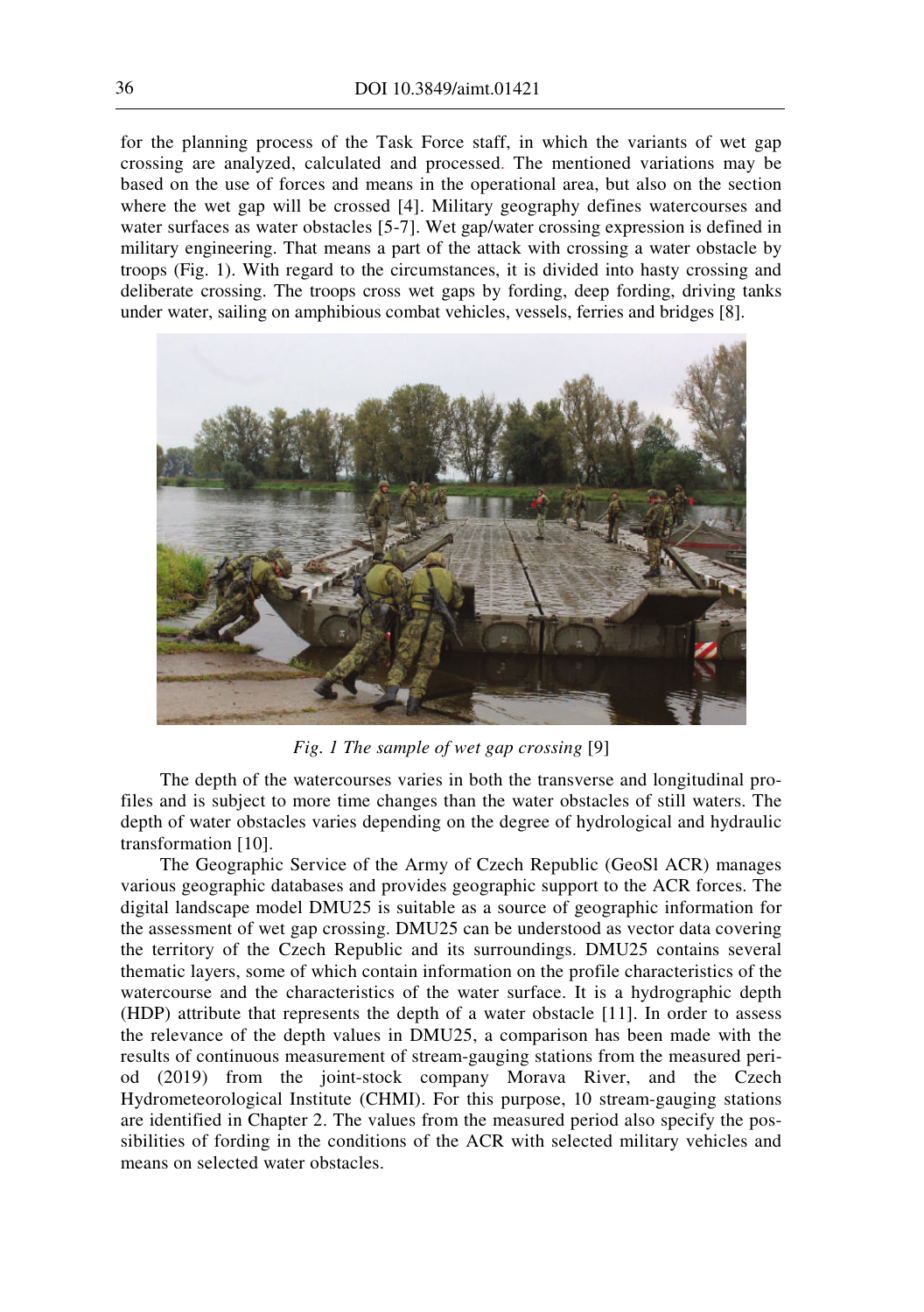for the planning process of the Task Force staff, in which the variants of wet gap crossing are analyzed, calculated and processed. The mentioned variations may be based on the use of forces and means in the operational area, but also on the section where the wet gap will be crossed [4]. Military geography defines watercourses and water surfaces as water obstacles [5-7]. Wet gap/water crossing expression is defined in military engineering. That means a part of the attack with crossing a water obstacle by troops (Fig. 1). With regard to the circumstances, it is divided into hasty crossing and deliberate crossing. The troops cross wet gaps by fording, deep fording, driving tanks under water, sailing on amphibious combat vehicles, vessels, ferries and bridges [8].

*Fig. 1 The sample of wet gap crossing* [9]

The depth of the watercourses varies in both the transverse and longitudinal profiles and is subject to more time changes than the water obstacles of still waters. The depth of water obstacles varies depending on the degree of hydrological and hydraulic transformation [10].

The Geographic Service of the Army of Czech Republic (GeoSl ACR) manages various geographic databases and provides geographic support to the ACR forces. The digital landscape model DMU25 is suitable as a source of geographic information for the assessment of wet gap crossing. DMU25 can be understood as vector data covering the territory of the Czech Republic and its surroundings. DMU25 contains several thematic layers, some of which contain information on the profile characteristics of the watercourse and the characteristics of the water surface. It is a hydrographic depth (HDP) attribute that represents the depth of a water obstacle [11]. In order to assess the relevance of the depth values in DMU25, a comparison has been made with the results of continuous measurement of stream-gauging stations from the measured period (2019) from the joint-stock company Morava River, and the Czech Hydrometeorological Institute (CHMI). For this purpose, 10 stream-gauging stations are identified in Chapter 2. The values from the measured period also specify the possibilities of fording in the conditions of the ACR with selected military vehicles and means on selected water obstacles.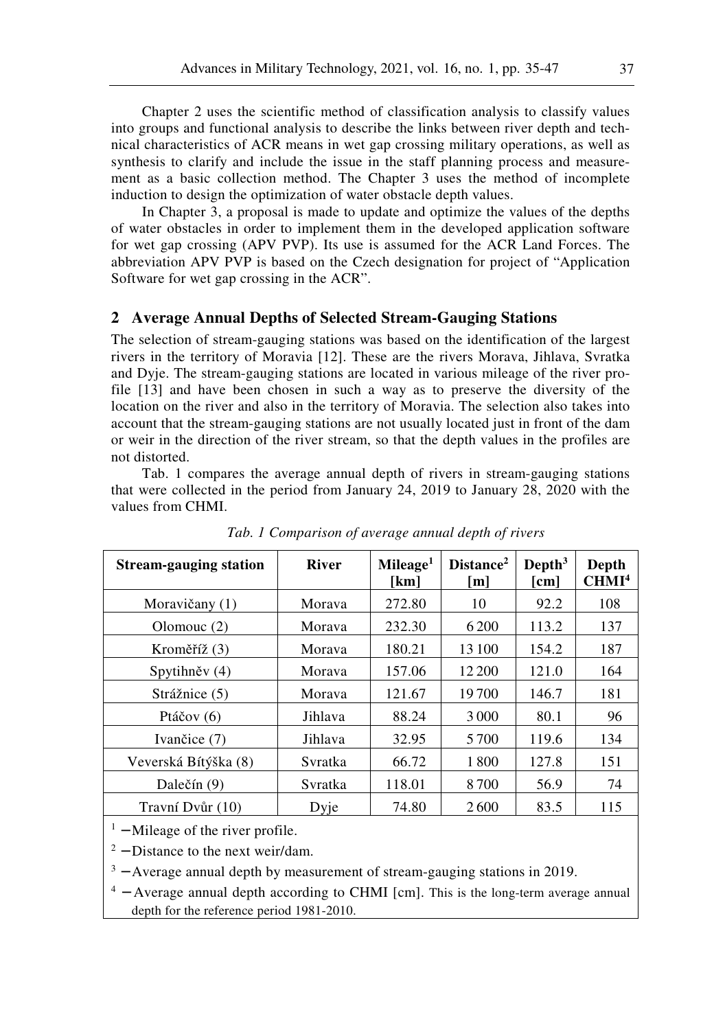Chapter 2 uses the scientific method of classification analysis to classify values into groups and functional analysis to describe the links between river depth and technical characteristics of ACR means in wet gap crossing military operations, as well as synthesis to clarify and include the issue in the staff planning process and measurement as a basic collection method. The Chapter 3 uses the method of incomplete induction to design the optimization of water obstacle depth values.

In Chapter 3, a proposal is made to update and optimize the values of the depths of water obstacles in order to implement them in the developed application software for wet gap crossing (APV PVP). Its use is assumed for the ACR Land Forces. The abbreviation APV PVP is based on the Czech designation for project of "Application Software for wet gap crossing in the ACR".

## 2 Average Annual Depths of Selected Stream-Gauging Stations

The selection of stream-gauging stations was based on the identification of the largest rivers in the territory of Moravia [12]. These are the rivers Morava, Jihlava, Svratka and Dyje. The stream-gauging stations are located in various mileage of the river profile [13] and have been chosen in such a way as to preserve the diversity of the location on the river and also in the territory of Moravia. The selection also takes into account that the stream-gauging stations are not usually located just in front of the dam or weir in the direction of the river stream, so that the depth values in the profiles are not distorted.

Tab. 1 compares the average annual depth of rivers in stream-gauging stations that were collected in the period from January 24, 2019 to January 28, 2020 with the values from CHMI.

*Tab. 1 Comparison of average annual depth of rivers*

| Stream-gauging station | River | Mileage[1] [km] | Distance[2] [m] | Depth[3] [cm] | Depth CHMI[4] |
|---|---|---|---|---|---|
| Moravičany (1) | Morava | 272.80 | 10 | 92.2 | 108 |
| Olomouc (2) | Morava | 232.30 | 6 200 | 113.2 | 137 |
| Kroměříž (3) | Morava | 180.21 | 13 100 | 154.2 | 187 |
| Spytihněv (4) | Morava | 157.06 | 12 200 | 121.0 | 164 |
| Strážnice (5) | Morava | 121.67 | 19 700 | 146.7 | 181 |
| Ptáčov (6) | Jihlava | 88.24 | 3 000 | 80.1 | 96 |
| Ivančice (7) | Jihlava | 32.95 | 5 700 | 119.6 | 134 |
| Veverská Bítýška (8) | Svratka | 66.72 | 1 800 | 127.8 | 151 |
| Dalečín (9) | Svratka | 118.01 | 8 700 | 56.9 | 74 |
| Travní Dvůr (10) | Dyje | 74.80 | 2 600 | 83.5 | 115 |

[1] – Mileage of the river profile.

[2] – Distance to the next weir/dam.

[3] – Average annual depth by measurement of stream-gauging stations in 2019.

[4] – Average annual depth according to CHMI [cm]. This is the long-term average annual depth for the reference period 1981-2010.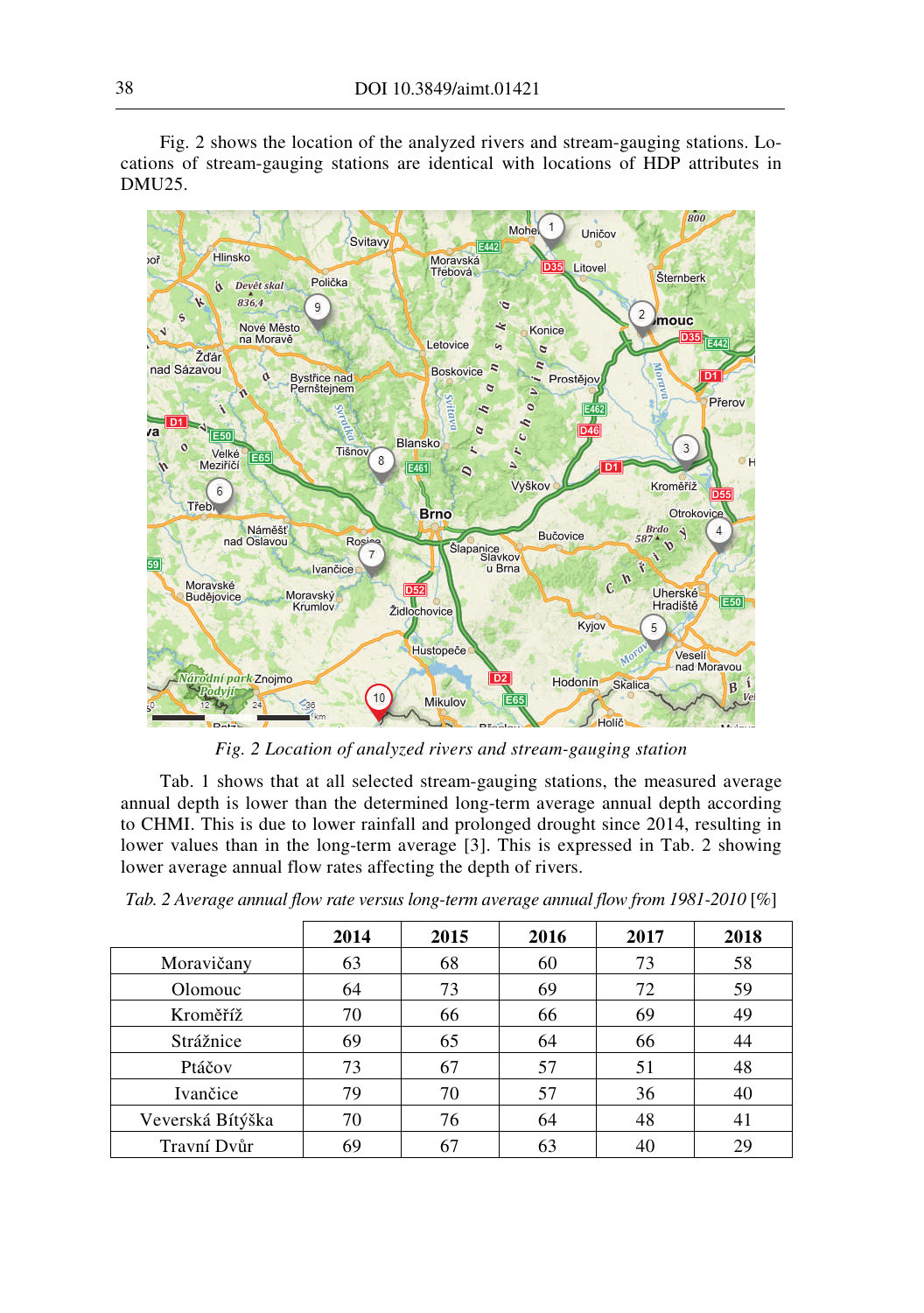Fig. 2 shows the location of the analyzed rivers and stream-gauging stations. Locations of stream-gauging stations are identical with locations of HDP attributes in DMU25.

*Fig. 2 Location of analyzed rivers and stream-gauging station*

Tab. 1 shows that at all selected stream-gauging stations, the measured average annual depth is lower than the determined long-term average annual depth according to CHMI. This is due to lower rainfall and prolonged drought since 2014, resulting in lower values than in the long-term average [3]. This is expressed in Tab. 2 showing lower average annual flow rates affecting the depth of rivers.

*Tab. 2 Average annual flow rate versus long-term average annual flow from 1981-2010* [%]

| | 2014 | 2015 | 2016 | 2017 | 2018 |
|---|---|---|---|---|---|
| Moravičany | 63 | 68 | 60 | 73 | 58 |
| Olomouc | 64 | 73 | 69 | 72 | 59 |
| Kroměříž | 70 | 66 | 66 | 69 | 49 |
| Strážnice | 69 | 65 | 64 | 66 | 44 |
| Ptáčov | 73 | 67 | 57 | 51 | 48 |
| Ivančice | 79 | 70 | 57 | 36 | 40 |
| Veverská Bítýška | 70 | 76 | 64 | 48 | 41 |
| Travní Dvůr | 69 | 67 | 63 | 40 | 29 |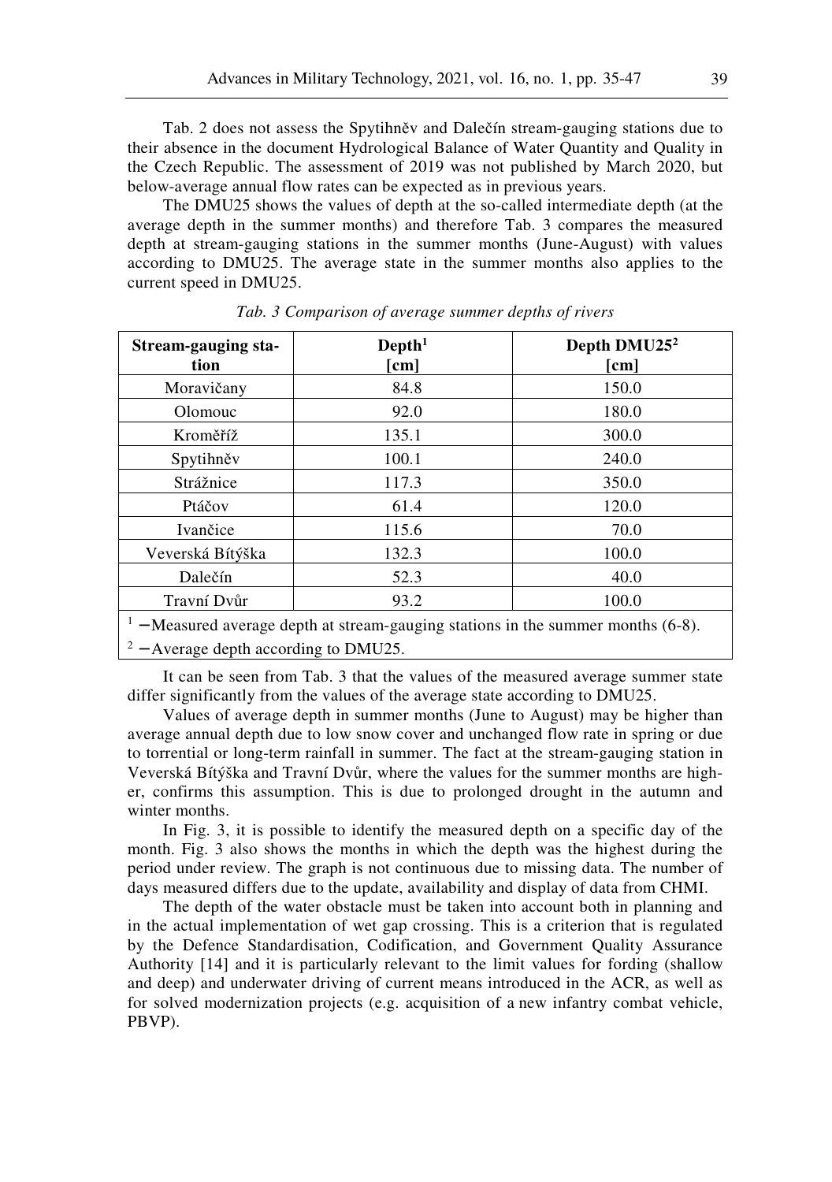Tab. 2 does not assess the Spytihněv and Dalečín stream-gauging stations due to their absence in the document Hydrological Balance of Water Quantity and Quality in the Czech Republic. The assessment of 2019 was not published by March 2020, but below-average annual flow rates can be expected as in previous years.

The DMU25 shows the values of depth at the so-called intermediate depth (at the average depth in the summer months) and therefore Tab. 3 compares the measured depth at stream-gauging stations in the summer months (June-August) with values according to DMU25. The average state in the summer months also applies to the current speed in DMU25.

*Tab. 3 Comparison of average summer depths of rivers*

| Stream-gauging station | Depth[1] [cm] | Depth DMU25[2] [cm] |
|---|---|---|
| Moravičany | 84.8 | 150.0 |
| Olomouc | 92.0 | 180.0 |
| Kroměříž | 135.1 | 300.0 |
| Spytihněv | 100.1 | 240.0 |
| Strážnice | 117.3 | 350.0 |
| Ptáčov | 61.4 | 120.0 |
| Ivančice | 115.6 | 70.0 |
| Veverská Bítýška | 132.3 | 100.0 |
| Dalečín | 52.3 | 40.0 |
| Travní Dvůr | 93.2 | 100.0 |

[1] – Measured average depth at stream-gauging stations in the summer months (6-8).
[2] – Average depth according to DMU25.

It can be seen from Tab. 3 that the values of the measured average summer state differ significantly from the values of the average state according to DMU25.

Values of average depth in summer months (June to August) may be higher than average annual depth due to low snow cover and unchanged flow rate in spring or due to torrential or long-term rainfall in summer. The fact at the stream-gauging station in Veverská Bítýška and Travní Dvůr, where the values for the summer months are higher, confirms this assumption. This is due to prolonged drought in the autumn and winter months.

In Fig. 3, it is possible to identify the measured depth on a specific day of the month. Fig. 3 also shows the months in which the depth was the highest during the period under review. The graph is not continuous due to missing data. The number of days measured differs due to the update, availability and display of data from CHMI.

The depth of the water obstacle must be taken into account both in planning and in the actual implementation of wet gap crossing. This is a criterion that is regulated by the Defence Standardisation, Codification, and Government Quality Assurance Authority [14] and it is particularly relevant to the limit values for fording (shallow and deep) and underwater driving of current means introduced in the ACR, as well as for solved modernization projects (e.g. acquisition of a new infantry combat vehicle, PBVP).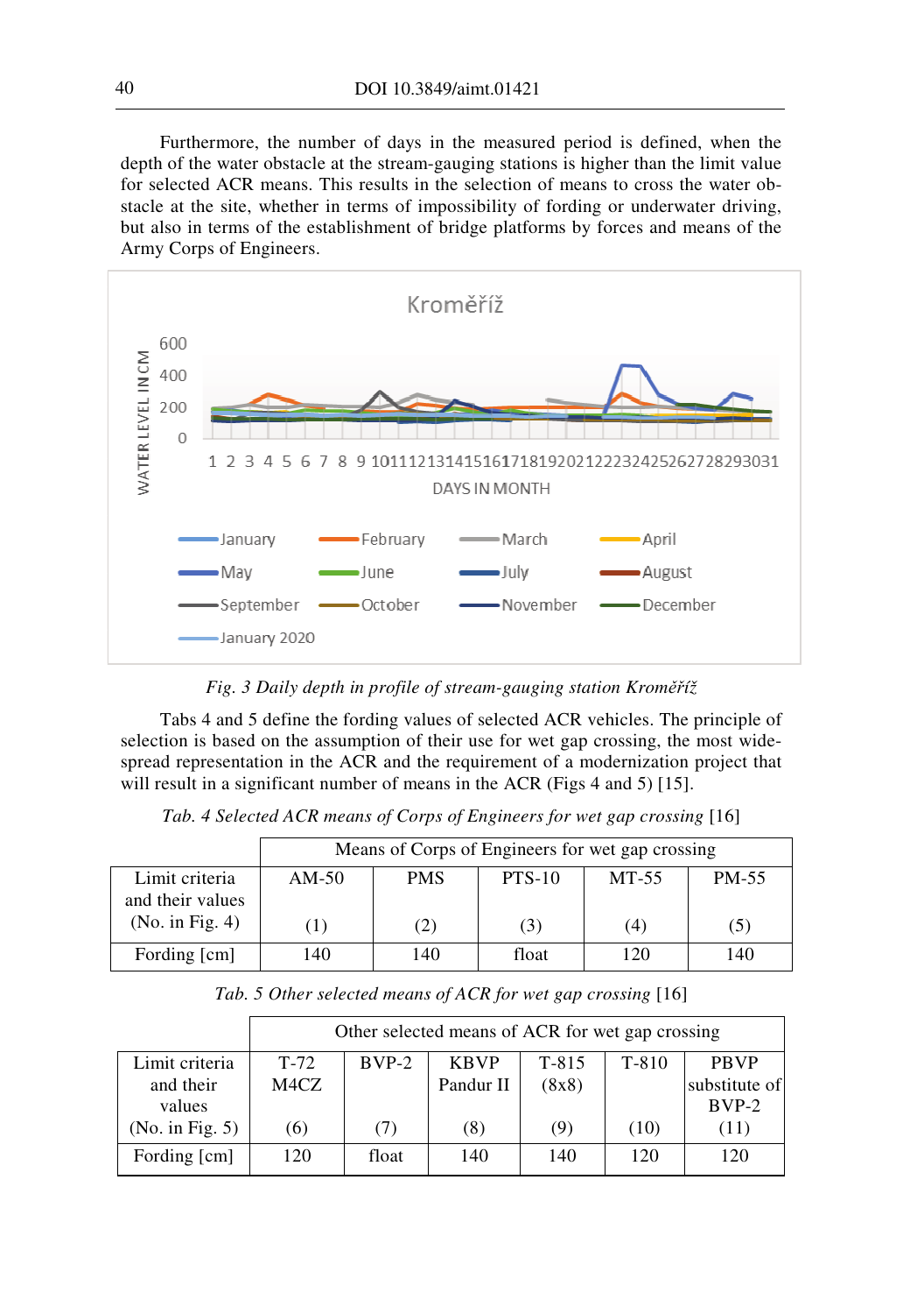Furthermore, the number of days in the measured period is defined, when the depth of the water obstacle at the stream-gauging stations is higher than the limit value for selected ACR means. This results in the selection of means to cross the water obstacle at the site, whether in terms of impossibility of fording or underwater driving, but also in terms of the establishment of bridge platforms by forces and means of the Army Corps of Engineers.

*Fig. 3 Daily depth in profile of stream-gauging station Kroměříž*

Tabs 4 and 5 define the fording values of selected ACR vehicles. The principle of selection is based on the assumption of their use for wet gap crossing, the most widespread representation in the ACR and the requirement of a modernization project that will result in a significant number of means in the ACR (Figs 4 and 5) [15].

*Tab. 4 Selected ACR means of Corps of Engineers for wet gap crossing* [16]

| | Means of Corps of Engineers for wet gap crossing | | | | |
|---|---|---|---|---|---|
| Limit criteria and their values (No. in Fig. 4) | AM-50 (1) | PMS (2) | PTS-10 (3) | MT-55 (4) | PM-55 (5) |
| Fording [cm] | 140 | 140 | float | 120 | 140 |

*Tab. 5 Other selected means of ACR for wet gap crossing* [16]

| | Other selected means of ACR for wet gap crossing | | | | | |
|---|---|---|---|---|---|---|
| Limit criteria and their values (No. in Fig. 5) | T-72 M4CZ (6) | BVP-2 (7) | KBVP Pandur II (8) | T-815 (8x8) (9) | T-810 (10) | PBVP substitute of BVP-2 (11) |
| Fording [cm] | 120 | float | 140 | 140 | 120 | 120 |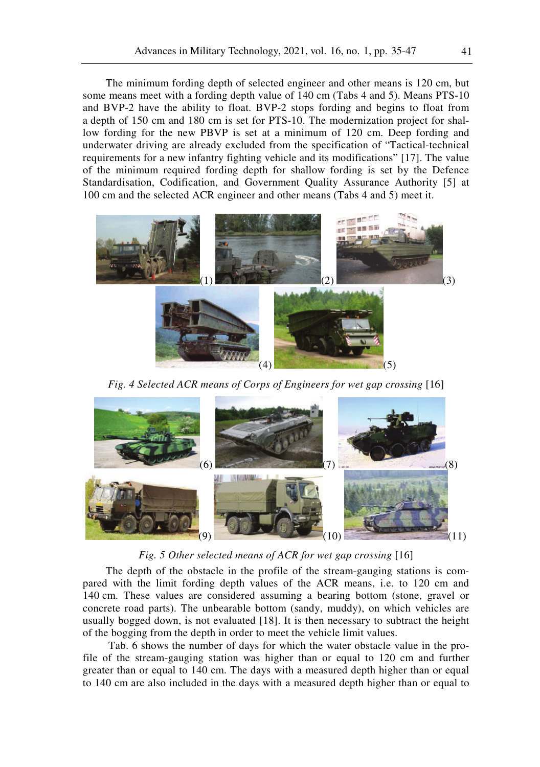The minimum fording depth of selected engineer and other means is 120 cm, but some means meet with a fording depth value of 140 cm (Tabs 4 and 5). Means PTS-10 and BVP-2 have the ability to float. BVP-2 stops fording and begins to float from a depth of 150 cm and 180 cm is set for PTS-10. The modernization project for shallow fording for the new PBVP is set at a minimum of 120 cm. Deep fording and underwater driving are already excluded from the specification of "Tactical-technical requirements for a new infantry fighting vehicle and its modifications" [17]. The value of the minimum required fording depth for shallow fording is set by the Defence Standardisation, Codification, and Government Quality Assurance Authority [5] at 100 cm and the selected ACR engineer and other means (Tabs 4 and 5) meet it.

*Fig. 4 Selected ACR means of Corps of Engineers for wet gap crossing* [16]

*Fig. 5 Other selected means of ACR for wet gap crossing* [16]

The depth of the obstacle in the profile of the stream-gauging stations is compared with the limit fording depth values of the ACR means, i.e. to 120 cm and 140 cm. These values are considered assuming a bearing bottom (stone, gravel or concrete road parts). The unbearable bottom (sandy, muddy), on which vehicles are usually bogged down, is not evaluated [18]. It is then necessary to subtract the height of the bogging from the depth in order to meet the vehicle limit values.

Tab. 6 shows the number of days for which the water obstacle value in the profile of the stream-gauging station was higher than or equal to 120 cm and further greater than or equal to 140 cm. The days with a measured depth higher than or equal to 140 cm are also included in the days with a measured depth higher than or equal to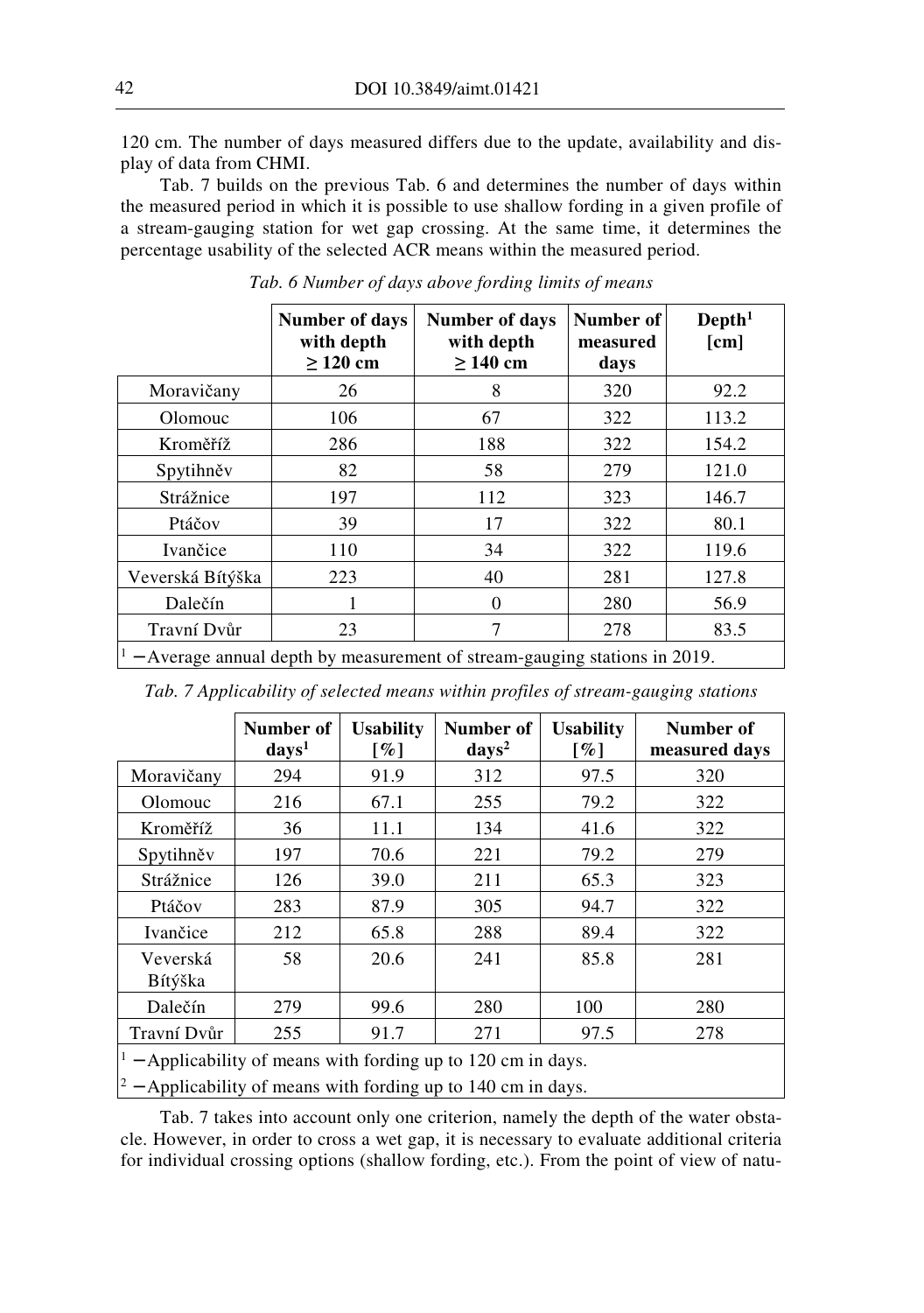120 cm. The number of days measured differs due to the update, availability and display of data from CHMI.

Tab. 7 builds on the previous Tab. 6 and determines the number of days within the measured period in which it is possible to use shallow fording in a given profile of a stream-gauging station for wet gap crossing. At the same time, it determines the percentage usability of the selected ACR means within the measured period.

*Tab. 6 Number of days above fording limits of means*

| | Number of days with depth ≥ 120 cm | Number of days with depth ≥ 140 cm | Number of measured days | Depth[1] [cm] |
|---|---|---|---|---|
| Moravičany | 26 | 8 | 320 | 92.2 |
| Olomouc | 106 | 67 | 322 | 113.2 |
| Kroměříž | 286 | 188 | 322 | 154.2 |
| Spytihněv | 82 | 58 | 279 | 121.0 |
| Strážnice | 197 | 112 | 323 | 146.7 |
| Ptáčov | 39 | 17 | 322 | 80.1 |
| Ivančice | 110 | 34 | 322 | 119.6 |
| Veverská Bítýška | 223 | 40 | 281 | 127.8 |
| Dalečín | 1 | 0 | 280 | 56.9 |
| Travní Dvůr | 23 | 7 | 278 | 83.5 |

[1] – Average annual depth by measurement of stream-gauging stations in 2019.

*Tab. 7 Applicability of selected means within profiles of stream-gauging stations*

| | Number of days[1] | Usability [%] | Number of days[2] | Usability [%] | Number of measured days |
|---|---|---|---|---|---|
| Moravičany | 294 | 91.9 | 312 | 97.5 | 320 |
| Olomouc | 216 | 67.1 | 255 | 79.2 | 322 |
| Kroměříž | 36 | 11.1 | 134 | 41.6 | 322 |
| Spytihněv | 197 | 70.6 | 221 | 79.2 | 279 |
| Strážnice | 126 | 39.0 | 211 | 65.3 | 323 |
| Ptáčov | 283 | 87.9 | 305 | 94.7 | 322 |
| Ivančice | 212 | 65.8 | 288 | 89.4 | 322 |
| Veverská Bítýška | 58 | 20.6 | 241 | 85.8 | 281 |
| Dalečín | 279 | 99.6 | 280 | 100 | 280 |
| Travní Dvůr | 255 | 91.7 | 271 | 97.5 | 278 |

[1] – Applicability of means with fording up to 120 cm in days.
[2] – Applicability of means with fording up to 140 cm in days.

Tab. 7 takes into account only one criterion, namely the depth of the water obstacle. However, in order to cross a wet gap, it is necessary to evaluate additional criteria for individual crossing options (shallow fording, etc.). From the point of view of natu-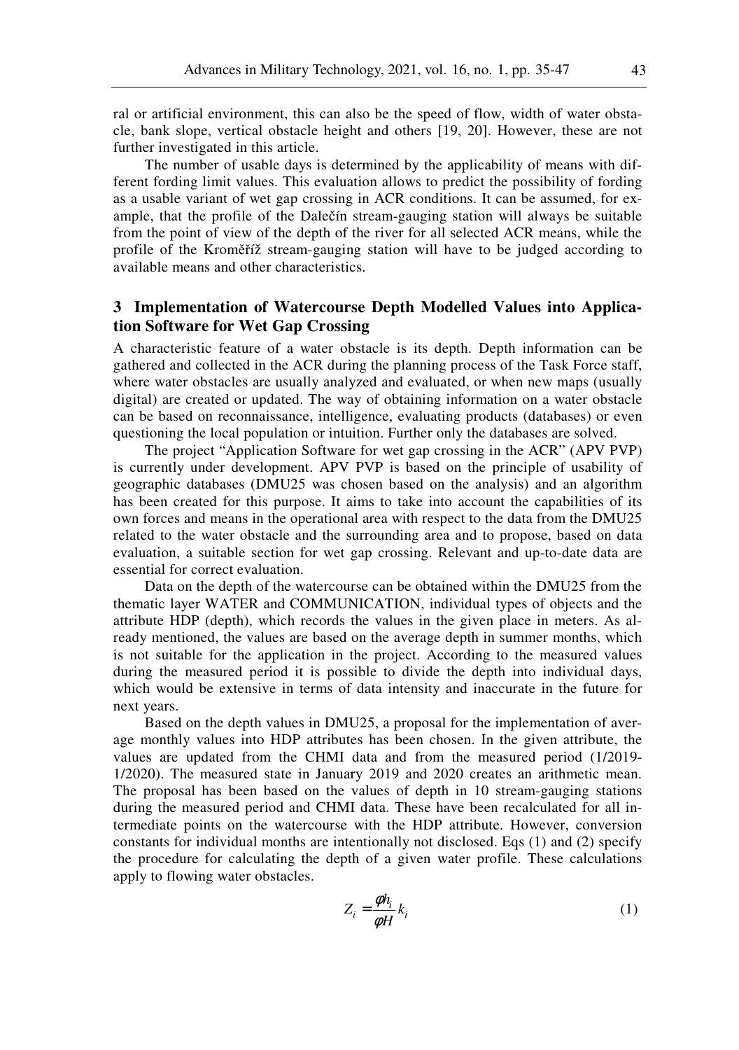ral or artificial environment, this can also be the speed of flow, width of water obstacle, bank slope, vertical obstacle height and others [19, 20]. However, these are not further investigated in this article.

The number of usable days is determined by the applicability of means with different fording limit values. This evaluation allows to predict the possibility of fording as a usable variant of wet gap crossing in ACR conditions. It can be assumed, for example, that the profile of the Dalečín stream-gauging station will always be suitable from the point of view of the depth of the river for all selected ACR means, while the profile of the Kroměříž stream-gauging station will have to be judged according to available means and other characteristics.

## 3 Implementation of Watercourse Depth Modelled Values into Application Software for Wet Gap Crossing

A characteristic feature of a water obstacle is its depth. Depth information can be gathered and collected in the ACR during the planning process of the Task Force staff, where water obstacles are usually analyzed and evaluated, or when new maps (usually digital) are created or updated. The way of obtaining information on a water obstacle can be based on reconnaissance, intelligence, evaluating products (databases) or even questioning the local population or intuition. Further only the databases are solved.

The project "Application Software for wet gap crossing in the ACR" (APV PVP) is currently under development. APV PVP is based on the principle of usability of geographic databases (DMU25 was chosen based on the analysis) and an algorithm has been created for this purpose. It aims to take into account the capabilities of its own forces and means in the operational area with respect to the data from the DMU25 related to the water obstacle and the surrounding area and to propose, based on data evaluation, a suitable section for wet gap crossing. Relevant and up-to-date data are essential for correct evaluation.

Data on the depth of the watercourse can be obtained within the DMU25 from the thematic layer WATER and COMMUNICATION, individual types of objects and the attribute HDP (depth), which records the values in the given place in meters. As already mentioned, the values are based on the average depth in summer months, which is not suitable for the application in the project. According to the measured values during the measured period it is possible to divide the depth into individual days, which would be extensive in terms of data intensity and inaccurate in the future for next years.

Based on the depth values in DMU25, a proposal for the implementation of average monthly values into HDP attributes has been chosen. In the given attribute, the values are updated from the CHMI data and from the measured period (1/2019-1/2020). The measured state in January 2019 and 2020 creates an arithmetic mean. The proposal has been based on the values of depth in 10 stream-gauging stations during the measured period and CHMI data. These have been recalculated for all intermediate points on the watercourse with the HDP attribute. However, conversion constants for individual months are intentionally not disclosed. Eqs (1) and (2) specify the procedure for calculating the depth of a given water profile. These calculations apply to flowing water obstacles.

$$Z_i = \frac{\phi h_i}{\phi H} k_i \tag{1}$$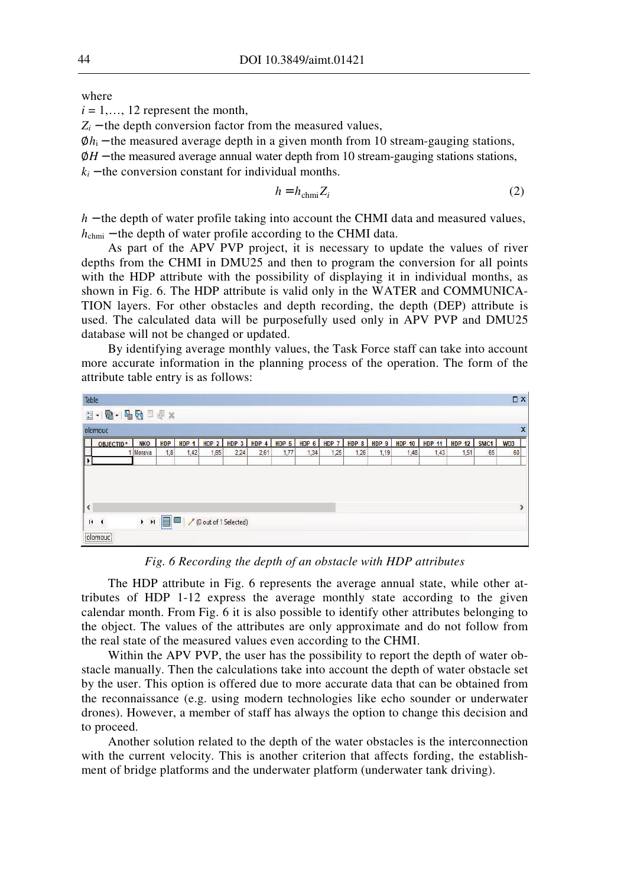where

$i = 1, \ldots, 12$ represent the month,

$Z_i$ −the depth conversion factor from the measured values,

$\emptyset h_i$ −the measured average depth in a given month from 10 stream-gauging stations,

$\emptyset H$ −the measured average annual water depth from 10 stream-gauging stations stations,

$k_i$ −the conversion constant for individual months.

$$h = h_{\text{chmi}} Z_i \tag{2}$$

$h$ −the depth of water profile taking into account the CHMI data and measured values,

$h_{\text{chmi}}$ −the depth of water profile according to the CHMI data.

As part of the APV PVP project, it is necessary to update the values of river depths from the CHMI in DMU25 and then to program the conversion for all points with the HDP attribute with the possibility of displaying it in individual months, as shown in Fig. 6. The HDP attribute is valid only in the WATER and COMMUNICATION layers. For other obstacles and depth recording, the depth (DEP) attribute is used. The calculated data will be purposefully used only in APV PVP and DMU25 database will not be changed or updated.

By identifying average monthly values, the Task Force staff can take into account more accurate information in the planning process of the operation. The form of the attribute table entry is as follows:

Table

olomouc

| OBJECTID * | NKO | HDP | HDP 1 | HDP 2 | HDP 3 | HDP 4 | HDP 5 | HDP 6 | HDP 7 | HDP 8 | HDP 9 | HDP 10 | HDP 11 | HDP 12 | SMC1 | WD3 |
|---|---|---|---|---|---|---|---|---|---|---|---|---|---|---|---|---|
| 1 | Morava | 1,8 | 1,42 | 1,65 | 2,24 | 2,61 | 1,77 | 1,34 | 1,25 | 1,26 | 1,19 | 1,48 | 1,43 | 1,51 | 65 | 60 |

(0 out of 1 Selected)

olomouc

*Fig. 6 Recording the depth of an obstacle with HDP attributes*

The HDP attribute in Fig. 6 represents the average annual state, while other attributes of HDP 1-12 express the average monthly state according to the given calendar month. From Fig. 6 it is also possible to identify other attributes belonging to the object. The values of the attributes are only approximate and do not follow from the real state of the measured values even according to the CHMI.

Within the APV PVP, the user has the possibility to report the depth of water obstacle manually. Then the calculations take into account the depth of water obstacle set by the user. This option is offered due to more accurate data that can be obtained from the reconnaissance (e.g. using modern technologies like echo sounder or underwater drones). However, a member of staff has always the option to change this decision and to proceed.

Another solution related to the depth of the water obstacles is the interconnection with the current velocity. This is another criterion that affects fording, the establishment of bridge platforms and the underwater platform (underwater tank driving).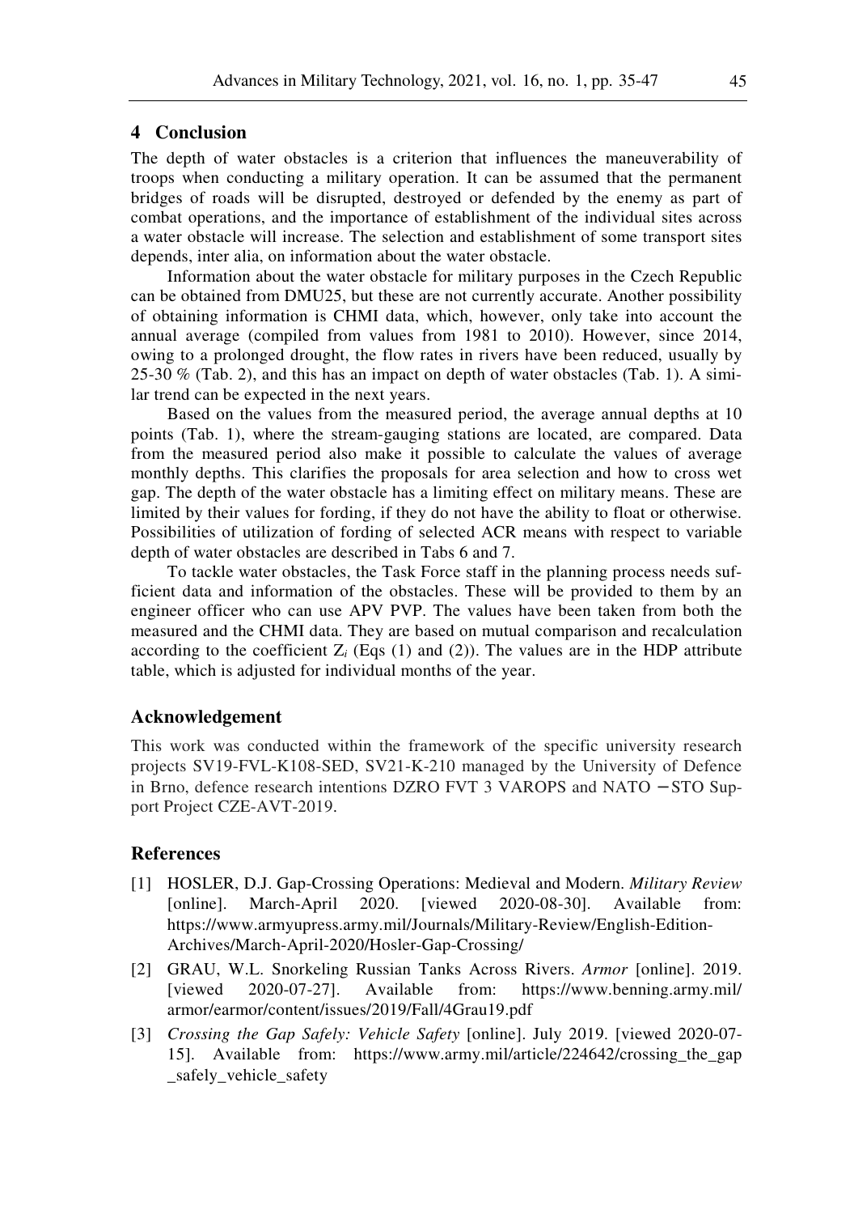## 4 Conclusion

The depth of water obstacles is a criterion that influences the maneuverability of troops when conducting a military operation. It can be assumed that the permanent bridges of roads will be disrupted, destroyed or defended by the enemy as part of combat operations, and the importance of establishment of the individual sites across a water obstacle will increase. The selection and establishment of some transport sites depends, inter alia, on information about the water obstacle.

Information about the water obstacle for military purposes in the Czech Republic can be obtained from DMU25, but these are not currently accurate. Another possibility of obtaining information is CHMI data, which, however, only take into account the annual average (compiled from values from 1981 to 2010). However, since 2014, owing to a prolonged drought, the flow rates in rivers have been reduced, usually by 25-30 % (Tab. 2), and this has an impact on depth of water obstacles (Tab. 1). A similar trend can be expected in the next years.

Based on the values from the measured period, the average annual depths at 10 points (Tab. 1), where the stream-gauging stations are located, are compared. Data from the measured period also make it possible to calculate the values of average monthly depths. This clarifies the proposals for area selection and how to cross wet gap. The depth of the water obstacle has a limiting effect on military means. These are limited by their values for fording, if they do not have the ability to float or otherwise. Possibilities of utilization of fording of selected ACR means with respect to variable depth of water obstacles are described in Tabs 6 and 7.

To tackle water obstacles, the Task Force staff in the planning process needs sufficient data and information of the obstacles. These will be provided to them by an engineer officer who can use APV PVP. The values have been taken from both the measured and the CHMI data. They are based on mutual comparison and recalculation according to the coefficient $Z_i$ (Eqs (1) and (2)). The values are in the HDP attribute table, which is adjusted for individual months of the year.

### Acknowledgement

This work was conducted within the framework of the specific university research projects SV19-FVL-K108-SED, SV21-K-210 managed by the University of Defence in Brno, defence research intentions DZRO FVT 3 VAROPS and NATO – STO Support Project CZE-AVT-2019.

### References

- [1] HOSLER, D.J. Gap-Crossing Operations: Medieval and Modern. *Military Review* [online]. March-April 2020. [viewed 2020-08-30]. Available from: https://www.armyupress.army.mil/Journals/Military-Review/English-Edition-Archives/March-April-2020/Hosler-Gap-Crossing/
- [2] GRAU, W.L. Snorkeling Russian Tanks Across Rivers. *Armor* [online]. 2019. [viewed 2020-07-27]. Available from: https://www.benning.army.mil/armor/earmor/content/issues/2019/Fall/4Grau19.pdf
- [3] *Crossing the Gap Safely: Vehicle Safety* [online]. July 2019. [viewed 2020-07-15]. Available from: https://www.army.mil/article/224642/crossing_the_gap_safely_vehicle_safety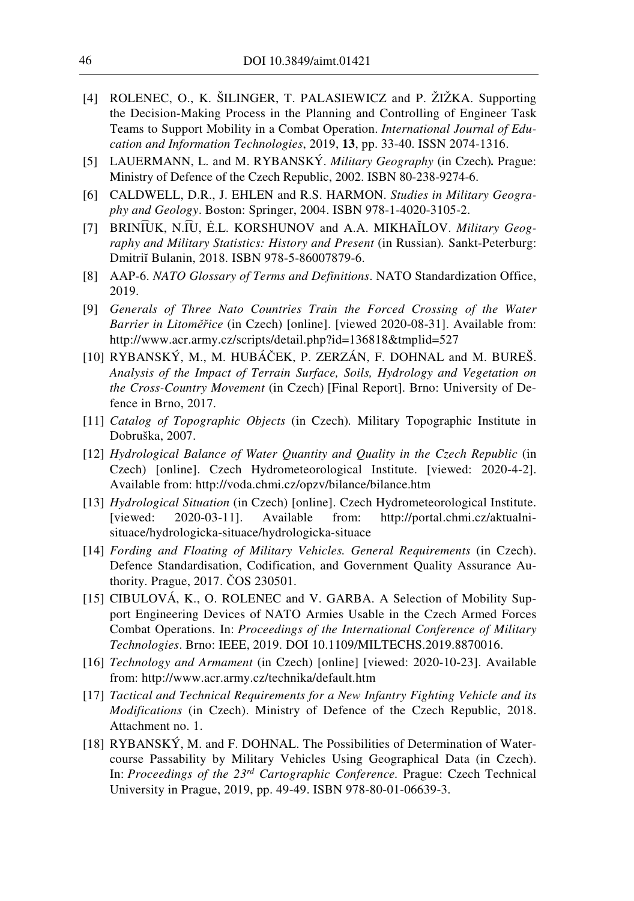- [4] ROLENEC, O., K. ŠILINGER, T. PALASIEWICZ and P. ŽIŽKA. Supporting the Decision-Making Process in the Planning and Controlling of Engineer Task Teams to Support Mobility in a Combat Operation. *International Journal of Education and Information Technologies*, 2019, **13**, pp. 33-40. ISSN 2074-1316.
- [5] LAUERMANN, L. and M. RYBANSKÝ. *Military Geography* (in Czech)**.** Prague: Ministry of Defence of the Czech Republic, 2002. ISBN 80-238-9274-6.
- [6] CALDWELL, D.R., J. EHLEN and R.S. HARMON. *Studies in Military Geography and Geology*. Boston: Springer, 2004. ISBN 978-1-4020-3105-2.
- [7] BRINI͡UK, N.I͡U, Ė.L. KORSHUNOV and A.A. MIKHAĬLOV. *Military Geography and Military Statistics: History and Present* (in Russian)*.* Sankt-Peterburg: Dmitriĭ Bulanin, 2018. ISBN 978-5-86007879-6.
- [8] AAP-6. *NATO Glossary of Terms and Definitions*. NATO Standardization Office, 2019.
- [9] *Generals of Three Nato Countries Train the Forced Crossing of the Water Barrier in Litoměřice* (in Czech) [online]. [viewed 2020-08-31]. Available from: http://www.acr.army.cz/scripts/detail.php?id=136818&tmplid=527
- [10] RYBANSKÝ, M., M. HUBÁČEK, P. ZERZÁN, F. DOHNAL and M. BUREŠ. *Analysis of the Impact of Terrain Surface, Soils, Hydrology and Vegetation on the Cross-Country Movement* (in Czech) [Final Report]. Brno: University of Defence in Brno, 2017.
- [11] *Catalog of Topographic Objects* (in Czech)*.* Military Topographic Institute in Dobruška, 2007.
- [12] *Hydrological Balance of Water Quantity and Quality in the Czech Republic* (in Czech) [online]. Czech Hydrometeorological Institute. [viewed: 2020-4-2]. Available from: http://voda.chmi.cz/opzv/bilance/bilance.htm
- [13] *Hydrological Situation* (in Czech) [online]. Czech Hydrometeorological Institute. [viewed: 2020-03-11]. Available from: http://portal.chmi.cz/aktualni-situace/hydrologicka-situace/hydrologicka-situace
- [14] *Fording and Floating of Military Vehicles. General Requirements* (in Czech). Defence Standardisation, Codification, and Government Quality Assurance Authority. Prague, 2017. ČOS 230501.
- [15] CIBULOVÁ, K., O. ROLENEC and V. GARBA. A Selection of Mobility Support Engineering Devices of NATO Armies Usable in the Czech Armed Forces Combat Operations. In: *Proceedings of the International Conference of Military Technologies*. Brno: IEEE, 2019. DOI 10.1109/MILTECHS.2019.8870016.
- [16] *Technology and Armament* (in Czech) [online] [viewed: 2020-10-23]. Available from: http://www.acr.army.cz/technika/default.htm
- [17] *Tactical and Technical Requirements for a New Infantry Fighting Vehicle and its Modifications* (in Czech). Ministry of Defence of the Czech Republic, 2018. Attachment no. 1.
- [18] RYBANSKÝ, M. and F. DOHNAL. The Possibilities of Determination of Watercourse Passability by Military Vehicles Using Geographical Data (in Czech). In: *Proceedings of the 23rd Cartographic Conference.* Prague: Czech Technical University in Prague, 2019, pp. 49-49. ISBN 978-80-01-06639-3.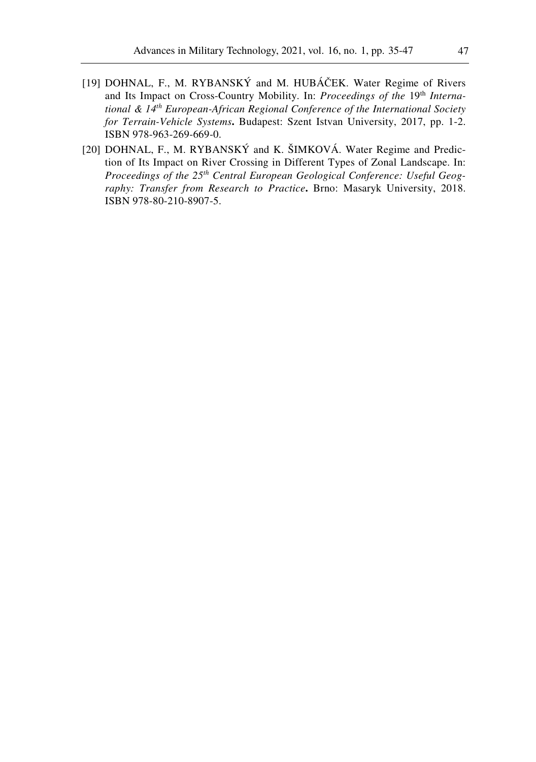[19] DOHNAL, F., M. RYBANSKÝ and M. HUBÁČEK. Water Regime of Rivers and Its Impact on Cross-Country Mobility. In: *Proceedings of the* 19th *International & 14th European-African Regional Conference of the International Society for Terrain-Vehicle Systems***.** Budapest: Szent Istvan University, 2017, pp. 1-2. ISBN 978-963-269-669-0.

[20] DOHNAL, F., M. RYBANSKÝ and K. ŠIMKOVÁ. Water Regime and Prediction of Its Impact on River Crossing in Different Types of Zonal Landscape. In: *Proceedings of the 25th Central European Geological Conference: Useful Geography: Transfer from Research to Practice***.** Brno: Masaryk University, 2018. ISBN 978-80-210-8907-5.